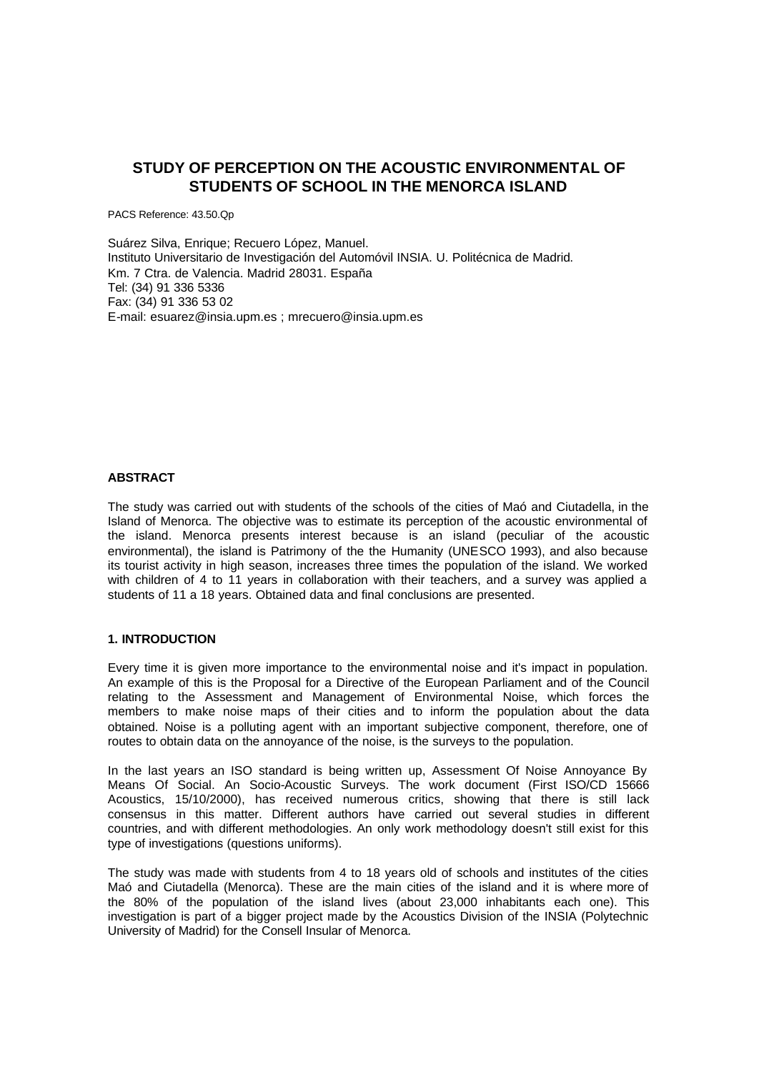# STUDY OF PERCEPTION ON THE ACOUSTIC ENVIRONMENTAL OF STUDENTS OF SCHOOL IN THE MENORCA ISLAND

PACS Reference: 43.50.Qp

Suárez Silva, Enrique; Recuero López, Manuel.
Instituto Universitario de Investigación del Automóvil INSIA. U. Politécnica de Madrid.
Km. 7 Ctra. de Valencia. Madrid 28031. España
Tel: (34) 91 336 5336
Fax: (34) 91 336 53 02
E-mail: esuarez@insia.upm.es ; mrecuero@insia.upm.es

## ABSTRACT

The study was carried out with students of the schools of the cities of Maó and Ciutadella, in the Island of Menorca. The objective was to estimate its perception of the acoustic environmental of the island. Menorca presents interest because is an island (peculiar of the acoustic environmental), the island is Patrimony of the the Humanity (UNESCO 1993), and also because its tourist activity in high season, increases three times the population of the island. We worked with children of 4 to 11 years in collaboration with their teachers, and a survey was applied a students of 11 a 18 years. Obtained data and final conclusions are presented.

## 1. INTRODUCTION

Every time it is given more importance to the environmental noise and it's impact in population. An example of this is the Proposal for a Directive of the European Parliament and of the Council relating to the Assessment and Management of Environmental Noise, which forces the members to make noise maps of their cities and to inform the population about the data obtained. Noise is a polluting agent with an important subjective component, therefore, one of routes to obtain data on the annoyance of the noise, is the surveys to the population.

In the last years an ISO standard is being written up, Assessment Of Noise Annoyance By Means Of Social. An Socio-Acoustic Surveys. The work document (First ISO/CD 15666 Acoustics, 15/10/2000), has received numerous critics, showing that there is still lack consensus in this matter. Different authors have carried out several studies in different countries, and with different methodologies. An only work methodology doesn't still exist for this type of investigations (questions uniforms).

The study was made with students from 4 to 18 years old of schools and institutes of the cities Maó and Ciutadella (Menorca). These are the main cities of the island and it is where more of the 80% of the population of the island lives (about 23,000 inhabitants each one). This investigation is part of a bigger project made by the Acoustics Division of the INSIA (Polytechnic University of Madrid) for the Consell Insular of Menorca.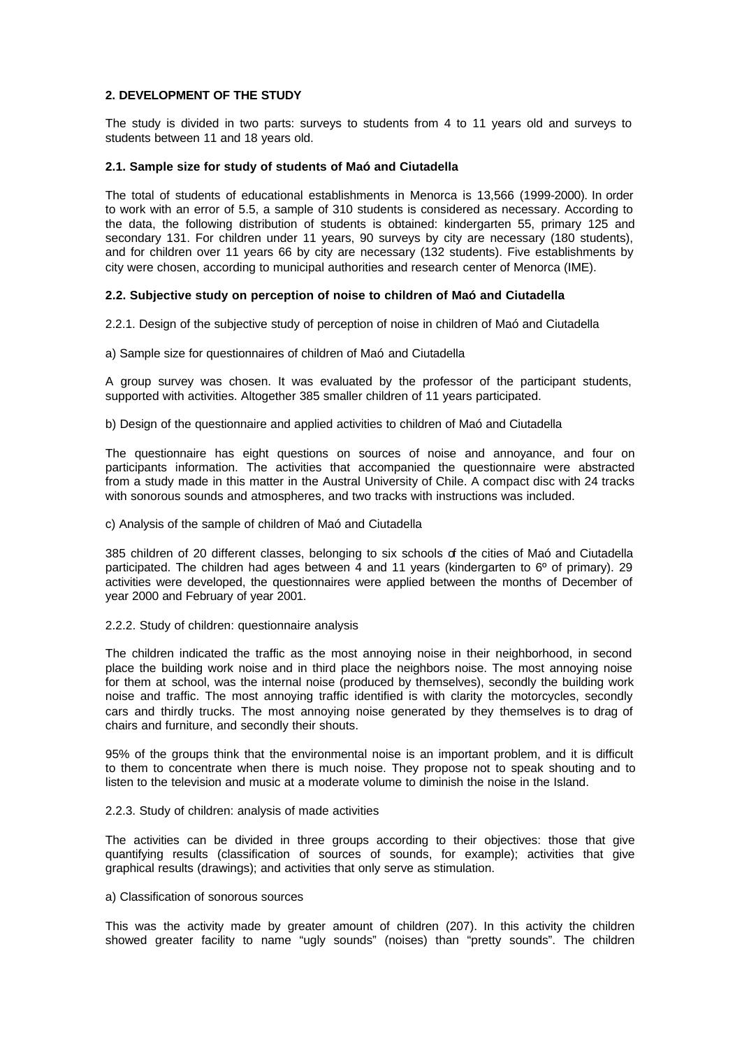## 2. DEVELOPMENT OF THE STUDY

The study is divided in two parts: surveys to students from 4 to 11 years old and surveys to students between 11 and 18 years old.

### 2.1. Sample size for study of students of Maó and Ciutadella

The total of students of educational establishments in Menorca is 13,566 (1999-2000). In order to work with an error of 5.5, a sample of 310 students is considered as necessary. According to the data, the following distribution of students is obtained: kindergarten 55, primary 125 and secondary 131. For children under 11 years, 90 surveys by city are necessary (180 students), and for children over 11 years 66 by city are necessary (132 students). Five establishments by city were chosen, according to municipal authorities and research center of Menorca (IME).

### 2.2. Subjective study on perception of noise to children of Maó and Ciutadella

2.2.1. Design of the subjective study of perception of noise in children of Maó and Ciutadella

a) Sample size for questionnaires of children of Maó and Ciutadella

A group survey was chosen. It was evaluated by the professor of the participant students, supported with activities. Altogether 385 smaller children of 11 years participated.

b) Design of the questionnaire and applied activities to children of Maó and Ciutadella

The questionnaire has eight questions on sources of noise and annoyance, and four on participants information. The activities that accompanied the questionnaire were abstracted from a study made in this matter in the Austral University of Chile. A compact disc with 24 tracks with sonorous sounds and atmospheres, and two tracks with instructions was included.

c) Analysis of the sample of children of Maó and Ciutadella

385 children of 20 different classes, belonging to six schools of the cities of Maó and Ciutadella participated. The children had ages between 4 and 11 years (kindergarten to 6º of primary). 29 activities were developed, the questionnaires were applied between the months of December of year 2000 and February of year 2001.

2.2.2. Study of children: questionnaire analysis

The children indicated the traffic as the most annoying noise in their neighborhood, in second place the building work noise and in third place the neighbors noise. The most annoying noise for them at school, was the internal noise (produced by themselves), secondly the building work noise and traffic. The most annoying traffic identified is with clarity the motorcycles, secondly cars and thirdly trucks. The most annoying noise generated by they themselves is to drag of chairs and furniture, and secondly their shouts.

95% of the groups think that the environmental noise is an important problem, and it is difficult to them to concentrate when there is much noise. They propose not to speak shouting and to listen to the television and music at a moderate volume to diminish the noise in the Island.

2.2.3. Study of children: analysis of made activities

The activities can be divided in three groups according to their objectives: those that give quantifying results (classification of sources of sounds, for example); activities that give graphical results (drawings); and activities that only serve as stimulation.

a) Classification of sonorous sources

This was the activity made by greater amount of children (207). In this activity the children showed greater facility to name “ugly sounds” (noises) than “pretty sounds”. The children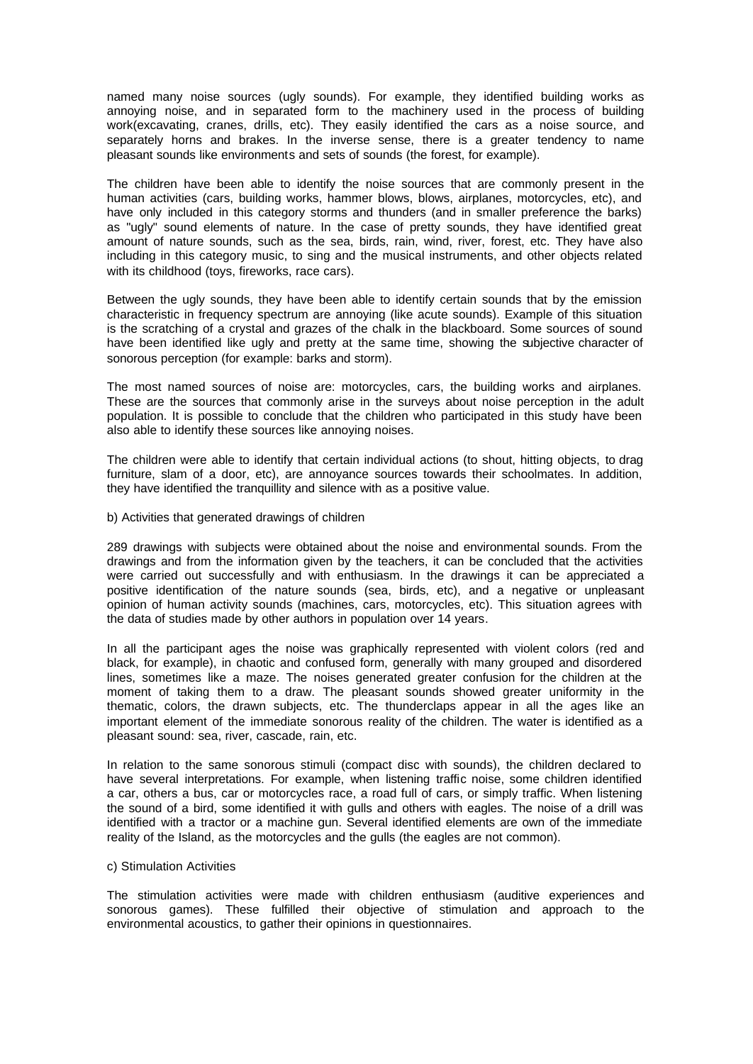named many noise sources (ugly sounds). For example, they identified building works as annoying noise, and in separated form to the machinery used in the process of building work(excavating, cranes, drills, etc). They easily identified the cars as a noise source, and separately horns and brakes. In the inverse sense, there is a greater tendency to name pleasant sounds like environments and sets of sounds (the forest, for example).

The children have been able to identify the noise sources that are commonly present in the human activities (cars, building works, hammer blows, blows, airplanes, motorcycles, etc), and have only included in this category storms and thunders (and in smaller preference the barks) as "ugly" sound elements of nature. In the case of pretty sounds, they have identified great amount of nature sounds, such as the sea, birds, rain, wind, river, forest, etc. They have also including in this category music, to sing and the musical instruments, and other objects related with its childhood (toys, fireworks, race cars).

Between the ugly sounds, they have been able to identify certain sounds that by the emission characteristic in frequency spectrum are annoying (like acute sounds). Example of this situation is the scratching of a crystal and grazes of the chalk in the blackboard. Some sources of sound have been identified like ugly and pretty at the same time, showing the subjective character of sonorous perception (for example: barks and storm).

The most named sources of noise are: motorcycles, cars, the building works and airplanes. These are the sources that commonly arise in the surveys about noise perception in the adult population. It is possible to conclude that the children who participated in this study have been also able to identify these sources like annoying noises.

The children were able to identify that certain individual actions (to shout, hitting objects, to drag furniture, slam of a door, etc), are annoyance sources towards their schoolmates. In addition, they have identified the tranquillity and silence with as a positive value.

b) Activities that generated drawings of children

289 drawings with subjects were obtained about the noise and environmental sounds. From the drawings and from the information given by the teachers, it can be concluded that the activities were carried out successfully and with enthusiasm. In the drawings it can be appreciated a positive identification of the nature sounds (sea, birds, etc), and a negative or unpleasant opinion of human activity sounds (machines, cars, motorcycles, etc). This situation agrees with the data of studies made by other authors in population over 14 years.

In all the participant ages the noise was graphically represented with violent colors (red and black, for example), in chaotic and confused form, generally with many grouped and disordered lines, sometimes like a maze. The noises generated greater confusion for the children at the moment of taking them to a draw. The pleasant sounds showed greater uniformity in the thematic, colors, the drawn subjects, etc. The thunderclaps appear in all the ages like an important element of the immediate sonorous reality of the children. The water is identified as a pleasant sound: sea, river, cascade, rain, etc.

In relation to the same sonorous stimuli (compact disc with sounds), the children declared to have several interpretations. For example, when listening traffic noise, some children identified a car, others a bus, car or motorcycles race, a road full of cars, or simply traffic. When listening the sound of a bird, some identified it with gulls and others with eagles. The noise of a drill was identified with a tractor or a machine gun. Several identified elements are own of the immediate reality of the Island, as the motorcycles and the gulls (the eagles are not common).

c) Stimulation Activities

The stimulation activities were made with children enthusiasm (auditive experiences and sonorous games). These fulfilled their objective of stimulation and approach to the environmental acoustics, to gather their opinions in questionnaires.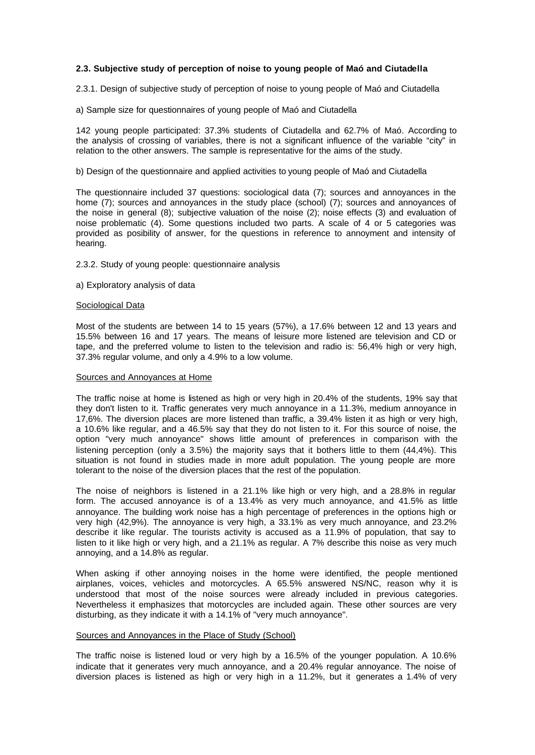**2.3. Subjective study of perception of noise to young people of Maó and Ciutadella**

2.3.1. Design of subjective study of perception of noise to young people of Maó and Ciutadella

a) Sample size for questionnaires of young people of Maó and Ciutadella

142 young people participated: 37.3% students of Ciutadella and 62.7% of Maó. According to the analysis of crossing of variables, there is not a significant influence of the variable "city" in relation to the other answers. The sample is representative for the aims of the study.

b) Design of the questionnaire and applied activities to young people of Maó and Ciutadella

The questionnaire included 37 questions: sociological data (7); sources and annoyances in the home (7); sources and annoyances in the study place (school) (7); sources and annoyances of the noise in general (8); subjective valuation of the noise (2); noise effects (3) and evaluation of noise problematic (4). Some questions included two parts. A scale of 4 or 5 categories was provided as posibility of answer, for the questions in reference to annoyment and intensity of hearing.

2.3.2. Study of young people: questionnaire analysis

a) Exploratory analysis of data

Sociological Data

Most of the students are between 14 to 15 years (57%), a 17.6% between 12 and 13 years and 15.5% between 16 and 17 years. The means of leisure more listened are television and CD or tape, and the preferred volume to listen to the television and radio is: 56,4% high or very high, 37.3% regular volume, and only a 4.9% to a low volume.

Sources and Annoyances at Home

The traffic noise at home is listened as high or very high in 20.4% of the students, 19% say that they don't listen to it. Traffic generates very much annoyance in a 11.3%, medium annoyance in 17,6%. The diversion places are more listened than traffic, a 39.4% listen it as high or very high, a 10.6% like regular, and a 46.5% say that they do not listen to it. For this source of noise, the option "very much annoyance" shows little amount of preferences in comparison with the listening perception (only a 3.5%) the majority says that it bothers little to them (44,4%). This situation is not found in studies made in more adult population. The young people are more tolerant to the noise of the diversion places that the rest of the population.

The noise of neighbors is listened in a 21.1% like high or very high, and a 28.8% in regular form. The accused annoyance is of a 13.4% as very much annoyance, and 41.5% as little annoyance. The building work noise has a high percentage of preferences in the options high or very high (42,9%). The annoyance is very high, a 33.1% as very much annoyance, and 23.2% describe it like regular. The tourists activity is accused as a 11.9% of population, that say to listen to it like high or very high, and a 21.1% as regular. A 7% describe this noise as very much annoying, and a 14.8% as regular.

When asking if other annoying noises in the home were identified, the people mentioned airplanes, voices, vehicles and motorcycles. A 65.5% answered NS/NC, reason why it is understood that most of the noise sources were already included in previous categories. Nevertheless it emphasizes that motorcycles are included again. These other sources are very disturbing, as they indicate it with a 14.1% of "very much annoyance".

Sources and Annoyances in the Place of Study (School)

The traffic noise is listened loud or very high by a 16.5% of the younger population. A 10.6% indicate that it generates very much annoyance, and a 20.4% regular annoyance. The noise of diversion places is listened as high or very high in a 11.2%, but it generates a 1.4% of very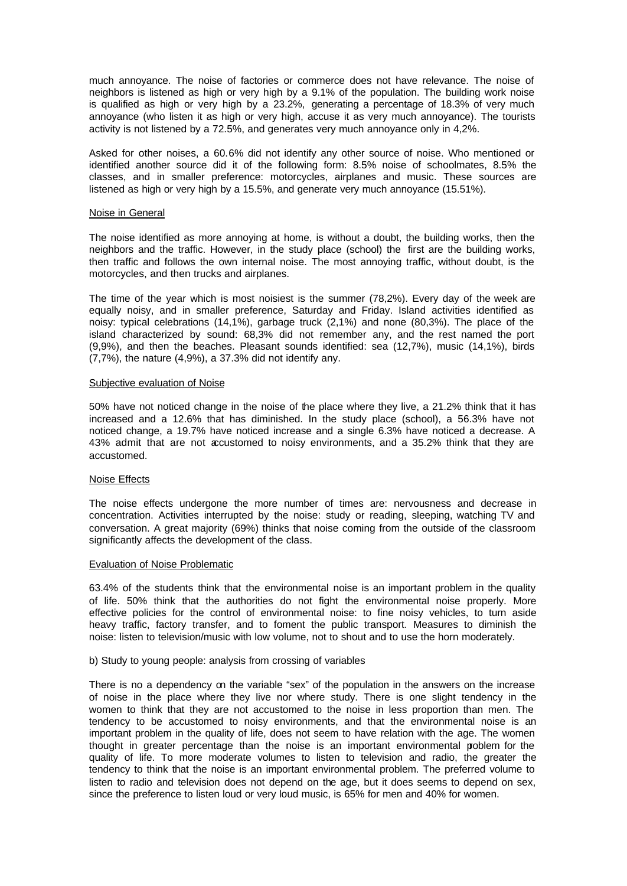much annoyance. The noise of factories or commerce does not have relevance. The noise of neighbors is listened as high or very high by a 9.1% of the population. The building work noise is qualified as high or very high by a 23.2%, generating a percentage of 18.3% of very much annoyance (who listen it as high or very high, accuse it as very much annoyance). The tourists activity is not listened by a 72.5%, and generates very much annoyance only in 4,2%.

Asked for other noises, a 60.6% did not identify any other source of noise. Who mentioned or identified another source did it of the following form: 8.5% noise of schoolmates, 8.5% the classes, and in smaller preference: motorcycles, airplanes and music. These sources are listened as high or very high by a 15.5%, and generate very much annoyance (15.51%).

Noise in General

The noise identified as more annoying at home, is without a doubt, the building works, then the neighbors and the traffic. However, in the study place (school) the first are the building works, then traffic and follows the own internal noise. The most annoying traffic, without doubt, is the motorcycles, and then trucks and airplanes.

The time of the year which is most noisiest is the summer (78,2%). Every day of the week are equally noisy, and in smaller preference, Saturday and Friday. Island activities identified as noisy: typical celebrations (14,1%), garbage truck (2,1%) and none (80,3%). The place of the island characterized by sound: 68,3% did not remember any, and the rest named the port (9,9%), and then the beaches. Pleasant sounds identified: sea (12,7%), music (14,1%), birds (7,7%), the nature (4,9%), a 37.3% did not identify any.

Subjective evaluation of Noise

50% have not noticed change in the noise of the place where they live, a 21.2% think that it has increased and a 12.6% that has diminished. In the study place (school), a 56.3% have not noticed change, a 19.7% have noticed increase and a single 6.3% have noticed a decrease. A 43% admit that are not accustomed to noisy environments, and a 35.2% think that they are accustomed.

Noise Effects

The noise effects undergone the more number of times are: nervousness and decrease in concentration. Activities interrupted by the noise: study or reading, sleeping, watching TV and conversation. A great majority (69%) thinks that noise coming from the outside of the classroom significantly affects the development of the class.

Evaluation of Noise Problematic

63.4% of the students think that the environmental noise is an important problem in the quality of life. 50% think that the authorities do not fight the environmental noise properly. More effective policies for the control of environmental noise: to fine noisy vehicles, to turn aside heavy traffic, factory transfer, and to foment the public transport. Measures to diminish the noise: listen to television/music with low volume, not to shout and to use the horn moderately.

b) Study to young people: analysis from crossing of variables

There is no a dependency on the variable "sex" of the population in the answers on the increase of noise in the place where they live nor where study. There is one slight tendency in the women to think that they are not accustomed to the noise in less proportion than men. The tendency to be accustomed to noisy environments, and that the environmental noise is an important problem in the quality of life, does not seem to have relation with the age. The women thought in greater percentage than the noise is an important environmental problem for the quality of life. To more moderate volumes to listen to television and radio, the greater the tendency to think that the noise is an important environmental problem. The preferred volume to listen to radio and television does not depend on the age, but it does seems to depend on sex, since the preference to listen loud or very loud music, is 65% for men and 40% for women.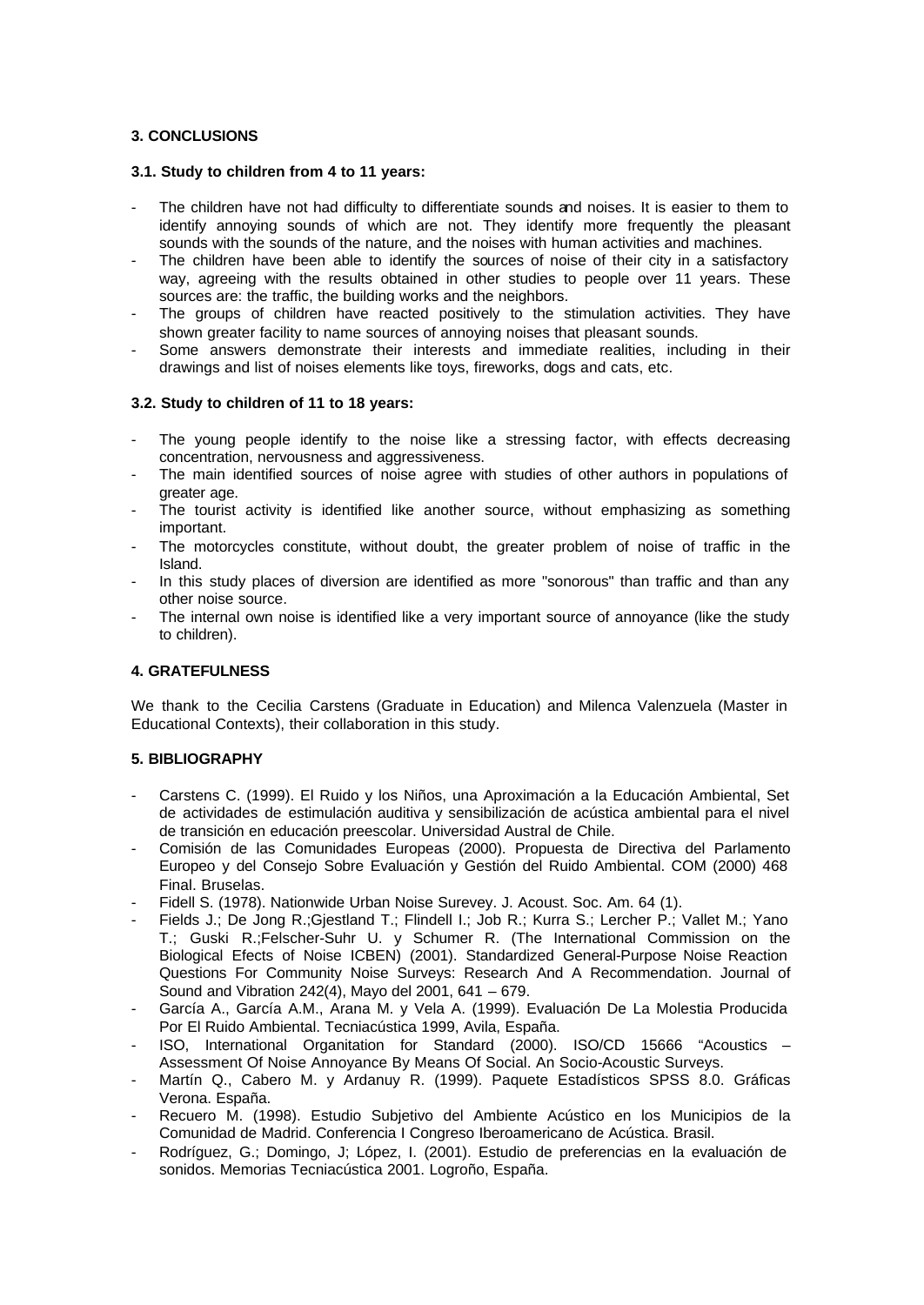## 3. CONCLUSIONS

### 3.1. Study to children from 4 to 11 years:

- The children have not had difficulty to differentiate sounds and noises. It is easier to them to identify annoying sounds of which are not. They identify more frequently the pleasant sounds with the sounds of the nature, and the noises with human activities and machines.
- The children have been able to identify the sources of noise of their city in a satisfactory way, agreeing with the results obtained in other studies to people over 11 years. These sources are: the traffic, the building works and the neighbors.
- The groups of children have reacted positively to the stimulation activities. They have shown greater facility to name sources of annoying noises that pleasant sounds.
- Some answers demonstrate their interests and immediate realities, including in their drawings and list of noises elements like toys, fireworks, dogs and cats, etc.

### 3.2. Study to children of 11 to 18 years:

- The young people identify to the noise like a stressing factor, with effects decreasing concentration, nervousness and aggressiveness.
- The main identified sources of noise agree with studies of other authors in populations of greater age.
- The tourist activity is identified like another source, without emphasizing as something important.
- The motorcycles constitute, without doubt, the greater problem of noise of traffic in the Island.
- In this study places of diversion are identified as more "sonorous" than traffic and than any other noise source.
- The internal own noise is identified like a very important source of annoyance (like the study to children).

## 4. GRATEFULNESS

We thank to the Cecilia Carstens (Graduate in Education) and Milenca Valenzuela (Master in Educational Contexts), their collaboration in this study.

## 5. BIBLIOGRAPHY

- Carstens C. (1999). El Ruido y los Niños, una Aproximación a la Educación Ambiental, Set de actividades de estimulación auditiva y sensibilización de acústica ambiental para el nivel de transición en educación preescolar. Universidad Austral de Chile.
- Comisión de las Comunidades Europeas (2000). Propuesta de Directiva del Parlamento Europeo y del Consejo Sobre Evaluación y Gestión del Ruido Ambiental. COM (2000) 468 Final. Bruselas.
- Fidell S. (1978). Nationwide Urban Noise Surevey. J. Acoust. Soc. Am. 64 (1).
- Fields J.; De Jong R.;Gjestland T.; Flindell I.; Job R.; Kurra S.; Lercher P.; Vallet M.; Yano T.; Guski R.;Felscher-Suhr U. y Schumer R. (The International Commission on the Biological Efects of Noise ICBEN) (2001). Standardized General-Purpose Noise Reaction Questions For Community Noise Surveys: Research And A Recommendation. Journal of Sound and Vibration 242(4), Mayo del 2001, 641 – 679.
- García A., García A.M., Arana M. y Vela A. (1999). Evaluación De La Molestia Producida Por El Ruido Ambiental. Tecniacústica 1999, Avila, España.
- ISO, International Organitation for Standard (2000). ISO/CD 15666 "Acoustics – Assessment Of Noise Annoyance By Means Of Social. An Socio-Acoustic Surveys.
- Martín Q., Cabero M. y Ardanuy R. (1999). Paquete Estadísticos SPSS 8.0. Gráficas Verona. España.
- Recuero M. (1998). Estudio Subjetivo del Ambiente Acústico en los Municipios de la Comunidad de Madrid. Conferencia I Congreso Iberoamericano de Acústica. Brasil.
- Rodríguez, G.; Domingo, J; López, I. (2001). Estudio de preferencias en la evaluación de sonidos. Memorias Tecniacústica 2001. Logroño, España.